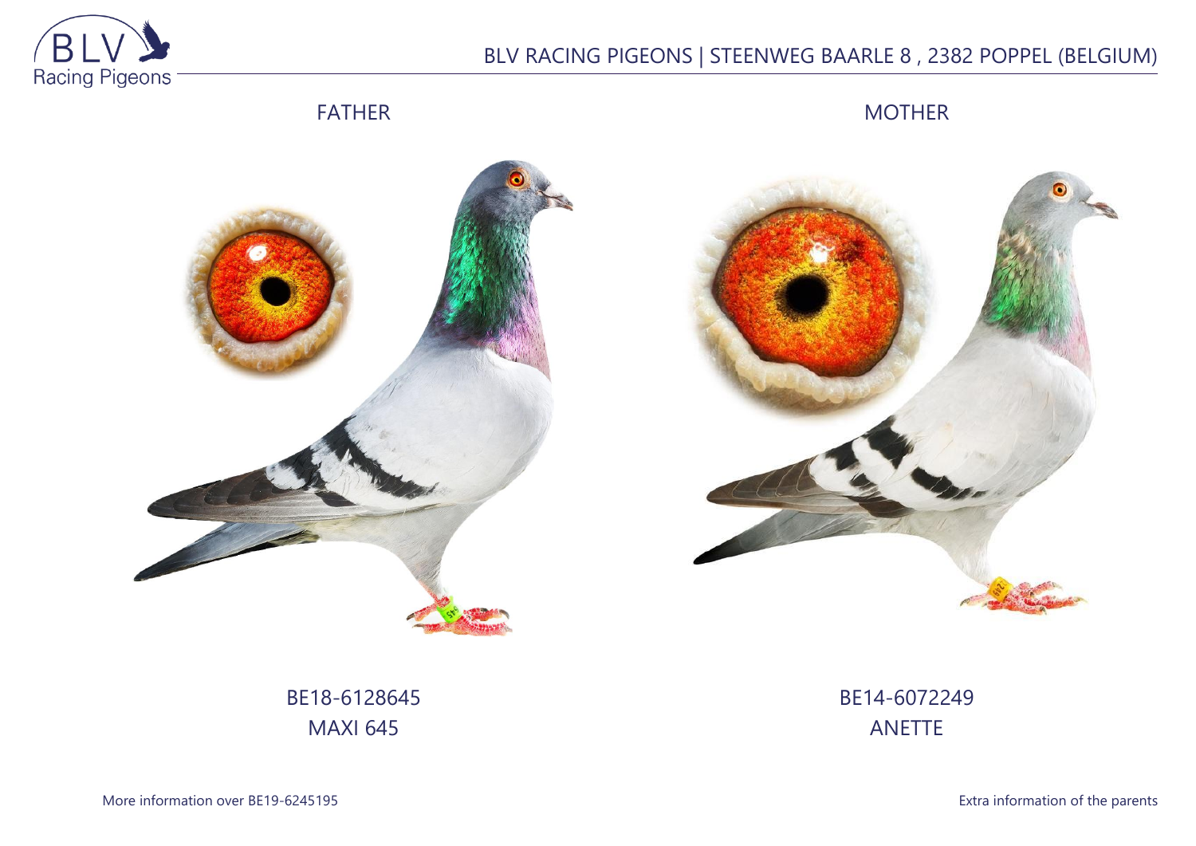BLV RACING PIGEONS | STEENWEG BAARLE 8 , 2382 POPPEL (BELGIUM)

FATHER

MOTHER

BE18-6128645
MAXI 645

BE14-6072249
ANETTE

More information over BE19-6245195

Extra information of the parents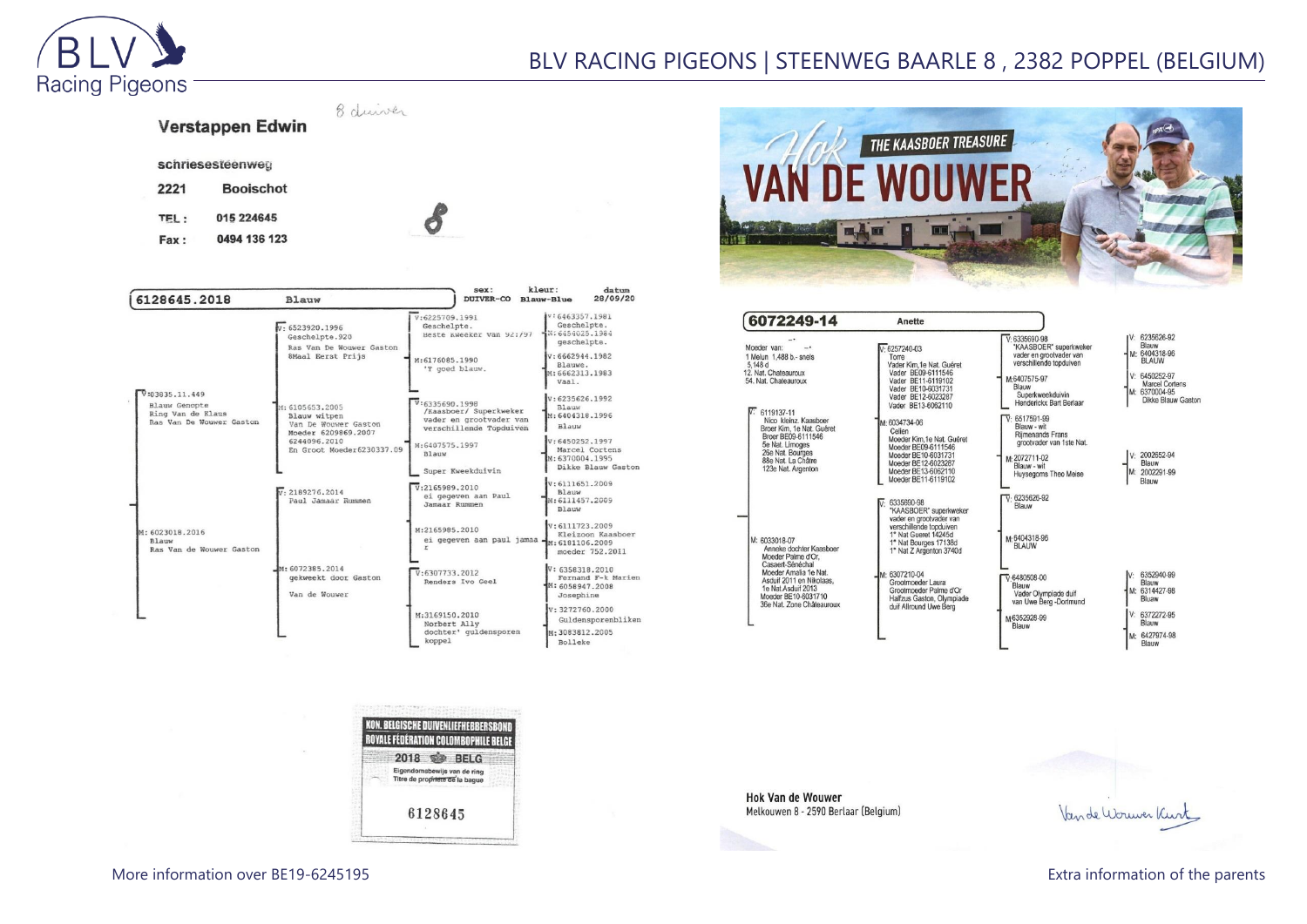8 duiver

**Verstappen Edwin**

schriesesteenweg

2221 Booischot

TEL : 015 224645

Fax : 0494 136 123

8

6128645.2018 Blauw

sex: DUIVER-CO kleur: Blauw-Blue datum 28/09/20

V:03835.11.449
Blauw Gencpte
Ring Van de Klaus
Ras Van De Wouwer Gaston

V: 6523920.1996
Geschelpte.920
Ras Van De Wouwer Gaston
8Maal Eerst Prijs

V:6225709.1991
Geschelpte.
Beste kweeker van 92:797

V:6463357.1981
Geschelpte.
M:6454025.1984
geschelpte.

M:6176085.1990
'T goed blauw.

V:6662944.1982
Blauwe.
M:6662313.1983
Vaal.

M: 6105653.2005
Blauw witpen
Van De Wouwer Gaston
Moeder 6209869.2007
6244096.2010
En Groot Moeder6230337.09

V:6335690.1998
/Kaasboer/ Superkweker
vader en grootvader van
verschillende Topduiven

V:6235626.1992
Blauw
M:6404318.1996
Blauw

M:6407575.1997
Blauw
Super Kweekduivin

V:6450252.1997
Marcel Cortens
M:6370004.1995
Dikke Blauw Gaston

M: 6023018.2016
Blauw
Ras Van de Wouwer Gaston

V: 2189276.2014
Paul Jamaar Rummen

V:2165989.2010
ei gegeven aan Paul
Jamaar Rummen

V:6111651.2009
Blauw
M:6111457.2009
Blauw

M:2165985.2010
ei gegeven aan paul jamaa r

V:6111723.2009
Kleizoon Kaasboer
M:6101106.2009
moeder 752.2011

M: 6072385.2014
gekweekt door Gaston
Van de Wouwer

V:6307733.2012
Renders Ivo Geel

V: 6358318.2010
Fernand F-k Marien
M: 6058947.2008
Josephine

M:3169150.2010
Norbert Ally
dochter' guldensporen
koppel

V: 3272760.2000
Guldensporenbliken
M: 3083812.2005
Bolleke

KON. BELGISCHE DUIVENLIEFHEBBERSBOND
ROYALE FÉDÉRATION COLOMBOPHILE BELGE
2018 BELG
Eigendomsbewijs van de ring
Titre de propriété de la bague
6128645

Hok VAN DE WOUWER
THE KAASBOER TREASURE

6072249-14 Anette

Moeder van:
1 Melun 1,488 b.- snels 5,148 d
12. Nat. Chateauroux
54. Nat. Chateauroux

V: 6119137-11
Nico kleinz. Kaasboer
Broer Kim, 1e Nat. Guéret
Broer BE09-6111546
5e Nat. Limoges
25e Nat. Bourges
88e Nat. La Châtre
123e Nat. Argenton

V: 6257240-03
Torre
Vader Kim,1e Nat. Guéret
Vader BE09-6111546
Vader BE11-6119102
Vader BE10-6031731
Vader BE12-6023287
Vader BE13-6062110

V: 6335690-98
"KAASBOER" superkweker
vader en grootvader van
verschillende topduiven

V: 6235626-92
Blauw
M: 6404318-96
BLAUW

M:6407575-97
Blauw
Superkweekduivin
Henderickx Bart Berlaar

V: 6450252-97
Marcel Cortens
M: 6370004-95
Dikke Blauw Gaston

M: 6034734-06
Cellen
Moeder Kim,1e Nat. Guéret
Moeder BE09-6111546
Moeder BE10-6031731
Moeder BE12-6023287
Moeder BE13-6062110
Moeder BE11-6119102

V: 6517591-99
Blauw - wit
Rijmenands Frans
grootvader van 1ste Nat.

V: 2002652-94
Blauw
M: 2002291-99
Blauw

M: 2072711-02
Blauw - wit
Huysegoms Theo Meise

M: 6033018-07
Anneke dochter Kaasboer
Moeder Palme d'Or,
Casaert-Sénéchal
Moeder Amalia 1e Nat.
Asduif 2011 en Nikolaas,
1e Nat.Asduif 2013
Moeder BE10-6031710
36e Nat. Zone Châteauroux

V: 6335690-98
"KAASBOER" superkweker
vader en grootvader van
verschillende topduiven
1° Nat Gueret 14245d
1° Nat Bourges 17138d
1° Nat Z Argenton 3740d

V: 6235626-92
Blauw

M:6404318-96
BLAUW

M: 6307210-04
Grootmoeder Laura
Grootmoeder Palme d'Or
Halfzus Gaston, Olympiade
duif Allround Uwe Berg

V:6480508-00
Blauw
Vader Olympiade duif
van Uwe Berg -Dortmund

V: 6352940-99
Blauw
M: 6314427-98
Blauw

M:6352926-99
Blauw

V: 6372272-95
Blauw
M: 6427974-98
Blauw

**Hok Van de Wouwer**
Melkouwen 8 - 2590 Berlaar (Belgium)

Van de Wouwer Kurt

More information over BE19-6245195

Extra information of the parents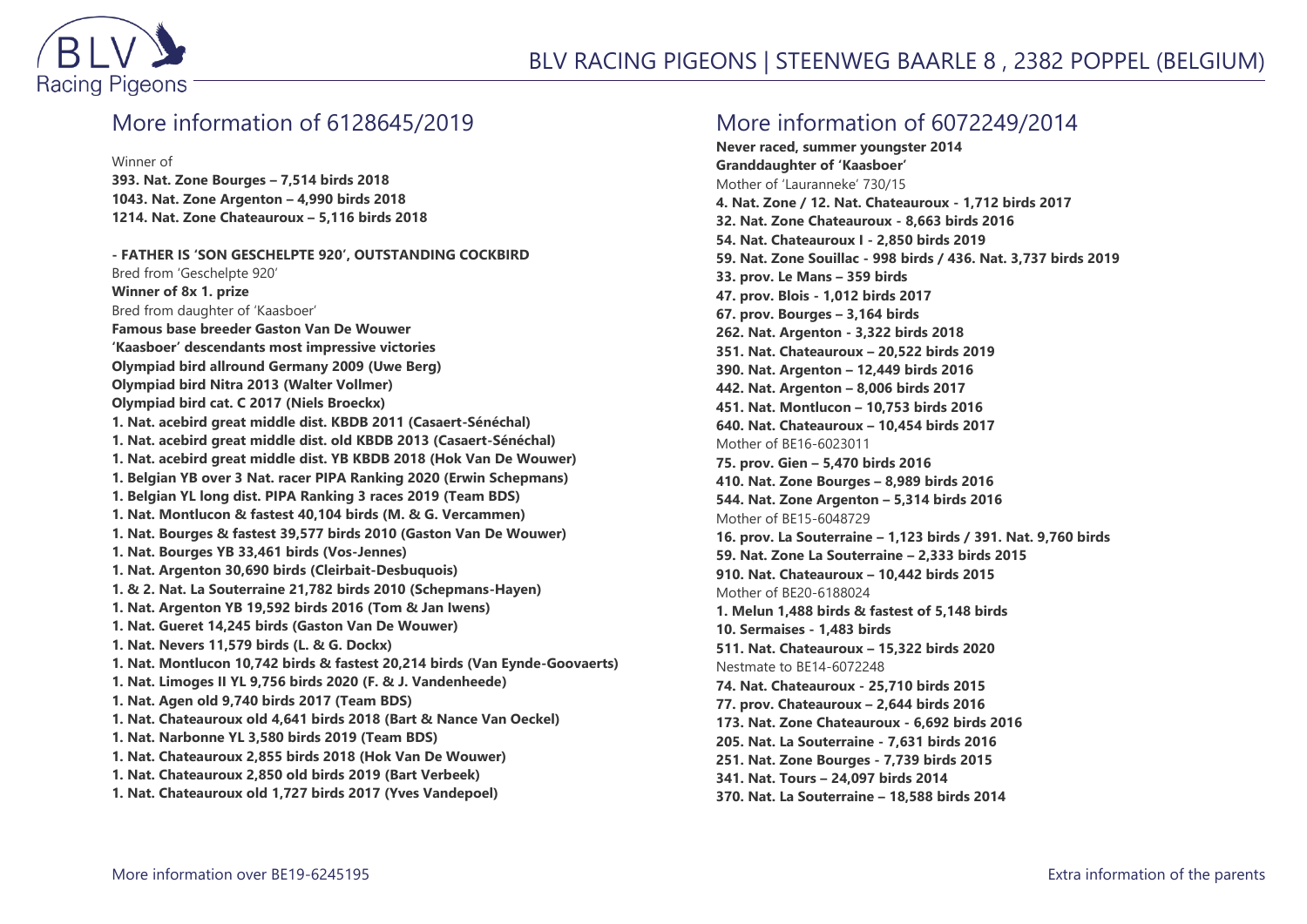## More information of 6128645/2019

Winner of

**393. Nat. Zone Bourges – 7,514 birds 2018**
**1043. Nat. Zone Argenton – 4,990 birds 2018**
**1214. Nat. Zone Chateauroux – 5,116 birds 2018**

**- FATHER IS 'SON GESCHELPTE 920', OUTSTANDING COCKBIRD**

Bred from 'Geschelpte 920'

**Winner of 8x 1. prize**

Bred from daughter of 'Kaasboer'

**Famous base breeder Gaston Van De Wouwer**
**'Kaasboer' descendants most impressive victories**
**Olympiad bird allround Germany 2009 (Uwe Berg)**
**Olympiad bird Nitra 2013 (Walter Vollmer)**
**Olympiad bird cat. C 2017 (Niels Broeckx)**
**1. Nat. acebird great middle dist. KBDB 2011 (Casaert-Sénéchal)**
**1. Nat. acebird great middle dist. old KBDB 2013 (Casaert-Sénéchal)**
**1. Nat. acebird great middle dist. YB KBDB 2018 (Hok Van De Wouwer)**
**1. Belgian YB over 3 Nat. racer PIPA Ranking 2020 (Erwin Schepmans)**
**1. Belgian YL long dist. PIPA Ranking 3 races 2019 (Team BDS)**
**1. Nat. Montlucon & fastest 40,104 birds (M. & G. Vercammen)**
**1. Nat. Bourges & fastest 39,577 birds 2010 (Gaston Van De Wouwer)**
**1. Nat. Bourges YB 33,461 birds (Vos-Jennes)**
**1. Nat. Argenton 30,690 birds (Cleirbait-Desbuquois)**
**1. & 2. Nat. La Souterraine 21,782 birds 2010 (Schepmans-Hayen)**
**1. Nat. Argenton YB 19,592 birds 2016 (Tom & Jan Iwens)**
**1. Nat. Gueret 14,245 birds (Gaston Van De Wouwer)**
**1. Nat. Nevers 11,579 birds (L. & G. Dockx)**
**1. Nat. Montlucon 10,742 birds & fastest 20,214 birds (Van Eynde-Goovaerts)**
**1. Nat. Limoges II YL 9,756 birds 2020 (F. & J. Vandenheede)**
**1. Nat. Agen old 9,740 birds 2017 (Team BDS)**
**1. Nat. Chateauroux old 4,641 birds 2018 (Bart & Nance Van Oeckel)**
**1. Nat. Narbonne YL 3,580 birds 2019 (Team BDS)**
**1. Nat. Chateauroux 2,855 birds 2018 (Hok Van De Wouwer)**
**1. Nat. Chateauroux 2,850 old birds 2019 (Bart Verbeek)**
**1. Nat. Chateauroux old 1,727 birds 2017 (Yves Vandepoel)**

## More information of 6072249/2014

**Never raced, summer youngster 2014**
**Granddaughter of 'Kaasboer'**

Mother of 'Lauranneke' 730/15

**4. Nat. Zone / 12. Nat. Chateauroux - 1,712 birds 2017**
**32. Nat. Zone Chateauroux - 8,663 birds 2016**
**54. Nat. Chateauroux I - 2,850 birds 2019**
**59. Nat. Zone Souillac - 998 birds / 436. Nat. 3,737 birds 2019**
**33. prov. Le Mans – 359 birds**
**47. prov. Blois - 1,012 birds 2017**
**67. prov. Bourges – 3,164 birds**
**262. Nat. Argenton - 3,322 birds 2018**
**351. Nat. Chateauroux – 20,522 birds 2019**
**390. Nat. Argenton – 12,449 birds 2016**
**442. Nat. Argenton – 8,006 birds 2017**
**451. Nat. Montlucon – 10,753 birds 2016**
**640. Nat. Chateauroux – 10,454 birds 2017**

Mother of BE16-6023011

**75. prov. Gien – 5,470 birds 2016**
**410. Nat. Zone Bourges – 8,989 birds 2016**
**544. Nat. Zone Argenton – 5,314 birds 2016**

Mother of BE15-6048729

**16. prov. La Souterraine – 1,123 birds / 391. Nat. 9,760 birds**
**59. Nat. Zone La Souterraine – 2,333 birds 2015**
**910. Nat. Chateauroux – 10,442 birds 2015**

Mother of BE20-6188024

**1. Melun 1,488 birds & fastest of 5,148 birds**
**10. Sermaises - 1,483 birds**
**511. Nat. Chateauroux – 15,322 birds 2020**

Nestmate to BE14-6072248

**74. Nat. Chateauroux - 25,710 birds 2015**
**77. prov. Chateauroux – 2,644 birds 2016**
**173. Nat. Zone Chateauroux - 6,692 birds 2016**
**205. Nat. La Souterraine - 7,631 birds 2016**
**251. Nat. Zone Bourges - 7,739 birds 2015**
**341. Nat. Tours – 24,097 birds 2014**
**370. Nat. La Souterraine – 18,588 birds 2014**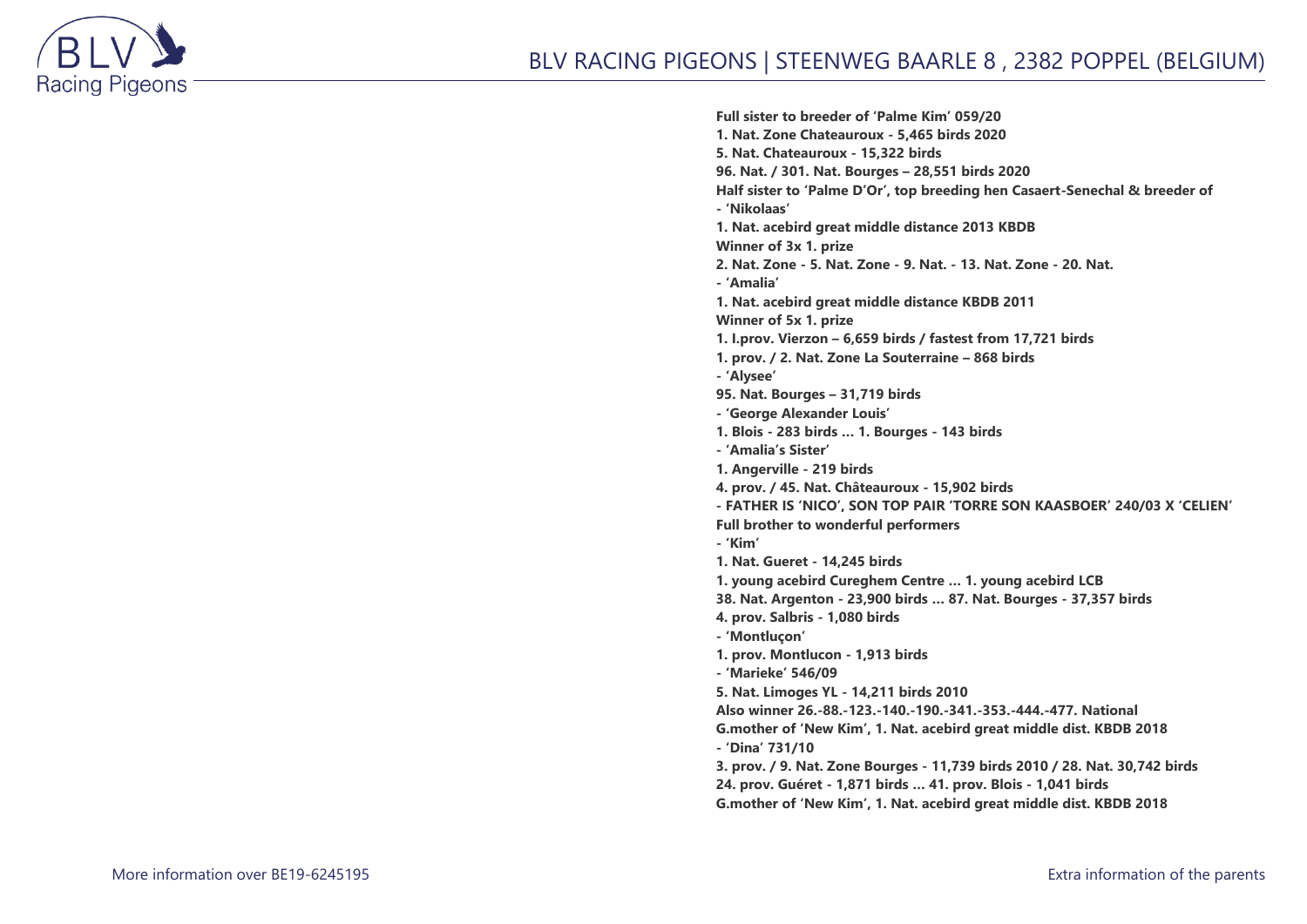**Full sister to breeder of 'Palme Kim' 059/20**
**1. Nat. Zone Chateauroux - 5,465 birds 2020**
**5. Nat. Chateauroux - 15,322 birds**
**96. Nat. / 301. Nat. Bourges – 28,551 birds 2020**
**Half sister to 'Palme D'Or', top breeding hen Casaert-Senechal & breeder of**
**- 'Nikolaas'**
**1. Nat. acebird great middle distance 2013 KBDB**
**Winner of 3x 1. prize**
**2. Nat. Zone - 5. Nat. Zone - 9. Nat. - 13. Nat. Zone - 20. Nat.**
**- 'Amalia'**
**1. Nat. acebird great middle distance KBDB 2011**
**Winner of 5x 1. prize**
**1. I.prov. Vierzon – 6,659 birds / fastest from 17,721 birds**
**1. prov. / 2. Nat. Zone La Souterraine – 868 birds**
**- 'Alysee'**
**95. Nat. Bourges – 31,719 birds**
**- 'George Alexander Louis'**
**1. Blois - 283 birds … 1. Bourges - 143 birds**
**- 'Amalia's Sister'**
**1. Angerville - 219 birds**
**4. prov. / 45. Nat. Châteauroux - 15,902 birds**
**- FATHER IS 'NICO', SON TOP PAIR 'TORRE SON KAASBOER' 240/03 X 'CELIEN'**
**Full brother to wonderful performers**
**- 'Kim'**
**1. Nat. Gueret - 14,245 birds**
**1. young acebird Cureghem Centre … 1. young acebird LCB**
**38. Nat. Argenton - 23,900 birds … 87. Nat. Bourges - 37,357 birds**
**4. prov. Salbris - 1,080 birds**
**- 'Montluçon'**
**1. prov. Montlucon - 1,913 birds**
**- 'Marieke' 546/09**
**5. Nat. Limoges YL - 14,211 birds 2010**
**Also winner 26.-88.-123.-140.-190.-341.-353.-444.-477. National**
**G.mother of 'New Kim', 1. Nat. acebird great middle dist. KBDB 2018**
**- 'Dina' 731/10**
**3. prov. / 9. Nat. Zone Bourges - 11,739 birds 2010 / 28. Nat. 30,742 birds**
**24. prov. Guéret - 1,871 birds … 41. prov. Blois - 1,041 birds**
**G.mother of 'New Kim', 1. Nat. acebird great middle dist. KBDB 2018**

More information over BE19-6245195

Extra information of the parents